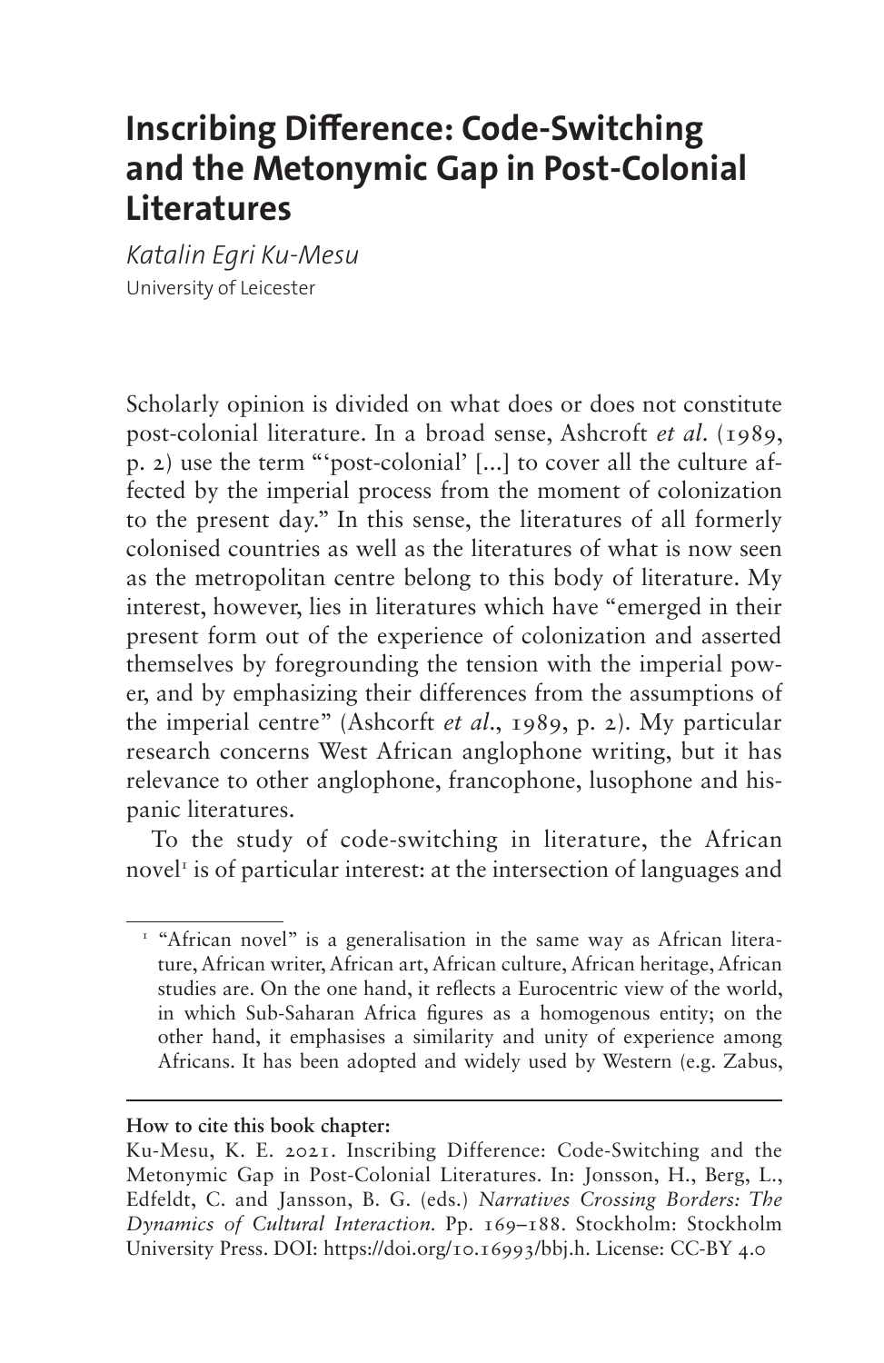# Inscribing Difference: Code-Switching and the Metonymic Gap in Post-Colonial Literatures

*Katalin Egri Ku-Mesu*
University of Leicester

Scholarly opinion is divided on what does or does not constitute post-colonial literature. In a broad sense, Ashcroft *et al*. (1989, p. 2) use the term "'post-colonial' [...] to cover all the culture affected by the imperial process from the moment of colonization to the present day." In this sense, the literatures of all formerly colonised countries as well as the literatures of what is now seen as the metropolitan centre belong to this body of literature. My interest, however, lies in literatures which have "emerged in their present form out of the experience of colonization and asserted themselves by foregrounding the tension with the imperial power, and by emphasizing their differences from the assumptions of the imperial centre" (Ashcorft *et al*., 1989, p. 2). My particular research concerns West African anglophone writing, but it has relevance to other anglophone, francophone, lusophone and hispanic literatures.

To the study of code-switching in literature, the African novel[1] is of particular interest: at the intersection of languages and

[1] "African novel" is a generalisation in the same way as African literature, African writer, African art, African culture, African heritage, African studies are. On the one hand, it reflects a Eurocentric view of the world, in which Sub-Saharan Africa figures as a homogenous entity; on the other hand, it emphasises a similarity and unity of experience among Africans. It has been adopted and widely used by Western (e.g. Zabus,

**How to cite this book chapter:**

Ku-Mesu, K. E. 2021. Inscribing Difference: Code-Switching and the Metonymic Gap in Post-Colonial Literatures. In: Jonsson, H., Berg, L., Edfeldt, C. and Jansson, B. G. (eds.) *Narratives Crossing Borders: The Dynamics of Cultural Interaction.* Pp. 169–188. Stockholm: Stockholm University Press. DOI: https://doi.org/10.16993/bbj.h. License: CC-BY 4.0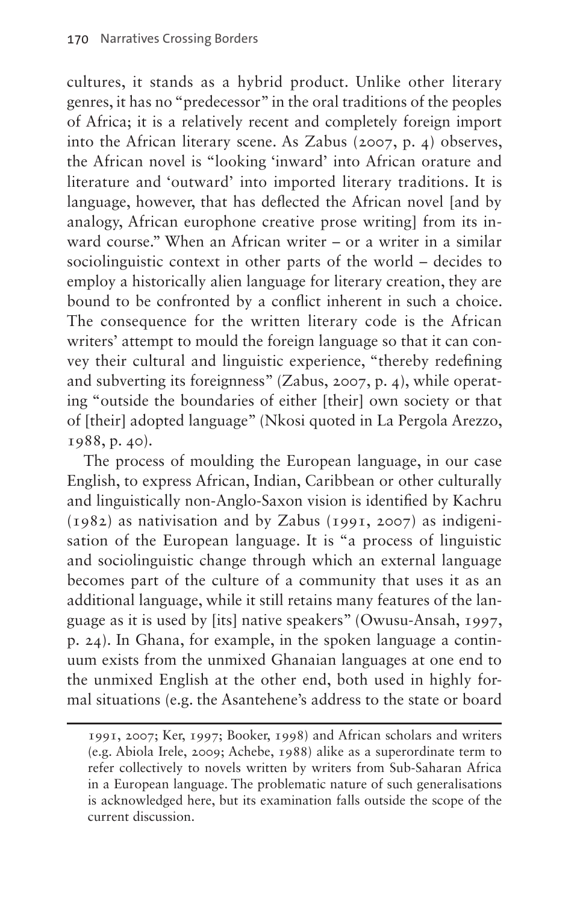cultures, it stands as a hybrid product. Unlike other literary genres, it has no "predecessor" in the oral traditions of the peoples of Africa; it is a relatively recent and completely foreign import into the African literary scene. As Zabus (2007, p. 4) observes, the African novel is "looking 'inward' into African orature and literature and 'outward' into imported literary traditions. It is language, however, that has deflected the African novel [and by analogy, African europhone creative prose writing] from its inward course." When an African writer – or a writer in a similar sociolinguistic context in other parts of the world – decides to employ a historically alien language for literary creation, they are bound to be confronted by a conflict inherent in such a choice. The consequence for the written literary code is the African writers' attempt to mould the foreign language so that it can convey their cultural and linguistic experience, "thereby redefining and subverting its foreignness" (Zabus, 2007, p. 4), while operating "outside the boundaries of either [their] own society or that of [their] adopted language" (Nkosi quoted in La Pergola Arezzo, 1988, p. 40).

The process of moulding the European language, in our case English, to express African, Indian, Caribbean or other culturally and linguistically non-Anglo-Saxon vision is identified by Kachru (1982) as nativisation and by Zabus (1991, 2007) as indigenisation of the European language. It is "a process of linguistic and sociolinguistic change through which an external language becomes part of the culture of a community that uses it as an additional language, while it still retains many features of the language as it is used by [its] native speakers" (Owusu-Ansah, 1997, p. 24). In Ghana, for example, in the spoken language a continuum exists from the unmixed Ghanaian languages at one end to the unmixed English at the other end, both used in highly formal situations (e.g. the Asantehene's address to the state or board

1991, 2007; Ker, 1997; Booker, 1998) and African scholars and writers (e.g. Abiola Irele, 2009; Achebe, 1988) alike as a superordinate term to refer collectively to novels written by writers from Sub-Saharan Africa in a European language. The problematic nature of such generalisations is acknowledged here, but its examination falls outside the scope of the current discussion.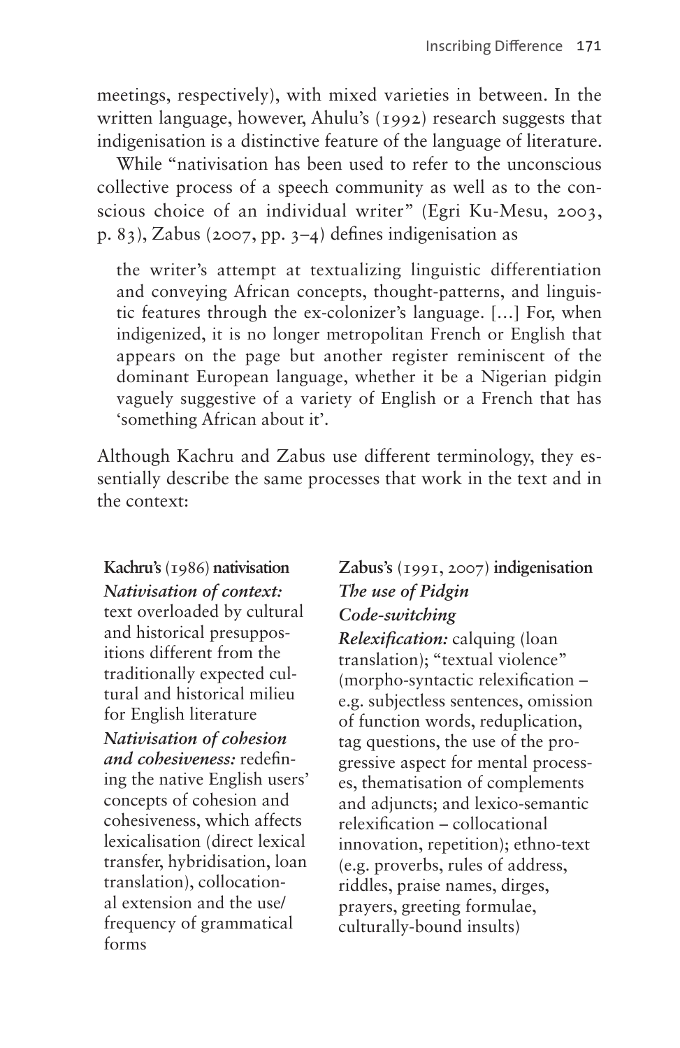meetings, respectively), with mixed varieties in between. In the written language, however, Ahulu's (1992) research suggests that indigenisation is a distinctive feature of the language of literature.

While "nativisation has been used to refer to the unconscious collective process of a speech community as well as to the conscious choice of an individual writer" (Egri Ku-Mesu, 2003, p. 83), Zabus (2007, pp. 3–4) defines indigenisation as

> the writer's attempt at textualizing linguistic differentiation and conveying African concepts, thought-patterns, and linguistic features through the ex-colonizer's language. [...] For, when indigenized, it is no longer metropolitan French or English that appears on the page but another register reminiscent of the dominant European language, whether it be a Nigerian pidgin vaguely suggestive of a variety of English or a French that has 'something African about it'.

Although Kachru and Zabus use different terminology, they essentially describe the same processes that work in the text and in the context:

| **Kachru's** (1986) **nativisation** | **Zabus's** (1991, 2007) **indigenisation** |
| --- | --- |
| ***Nativisation of context:*** text overloaded by cultural and historical presuppositions different from the traditionally expected cultural and historical milieu for English literature<br>***Nativisation of cohesion and cohesiveness:*** redefining the native English users' concepts of cohesion and cohesiveness, which affects lexicalisation (direct lexical transfer, hybridisation, loan translation), collocational extension and the use/frequency of grammatical forms | ***The use of Pidgin***<br>***Code-switching***<br>***Relexification:*** calquing (loan translation); "textual violence" (morpho-syntactic relexification – e.g. subjectless sentences, omission of function words, reduplication, tag questions, the use of the progressive aspect for mental processes, thematisation of complements and adjuncts; and lexico-semantic relexification – collocational innovation, repetition); ethno-text (e.g. proverbs, rules of address, riddles, praise names, dirges, prayers, greeting formulae, culturally-bound insults) |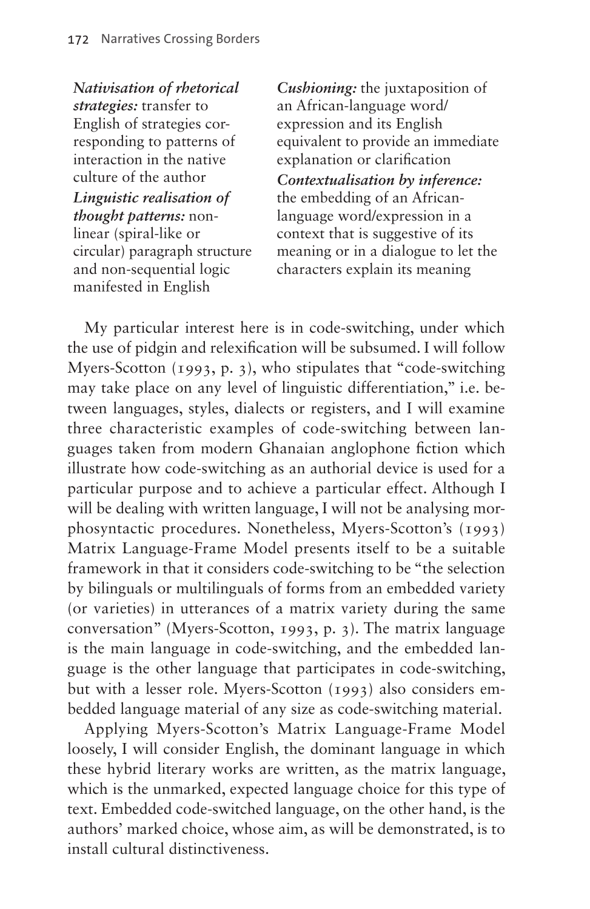***Nativisation of rhetorical strategies:*** transfer to English of strategies corresponding to patterns of interaction in the native culture of the author

***Linguistic realisation of thought patterns:*** non-linear (spiral-like or circular) paragraph structure and non-sequential logic manifested in English

***Cushioning:*** the juxtaposition of an African-language word/expression and its English equivalent to provide an immediate explanation or clarification

***Contextualisation by inference:*** the embedding of an African-language word/expression in a context that is suggestive of its meaning or in a dialogue to let the characters explain its meaning

My particular interest here is in code-switching, under which the use of pidgin and relexification will be subsumed. I will follow Myers-Scotton (1993, p. 3), who stipulates that "code-switching may take place on any level of linguistic differentiation," i.e. between languages, styles, dialects or registers, and I will examine three characteristic examples of code-switching between languages taken from modern Ghanaian anglophone fiction which illustrate how code-switching as an authorial device is used for a particular purpose and to achieve a particular effect. Although I will be dealing with written language, I will not be analysing morphosyntactic procedures. Nonetheless, Myers-Scotton's (1993) Matrix Language-Frame Model presents itself to be a suitable framework in that it considers code-switching to be "the selection by bilinguals or multilinguals of forms from an embedded variety (or varieties) in utterances of a matrix variety during the same conversation" (Myers-Scotton, 1993, p. 3). The matrix language is the main language in code-switching, and the embedded language is the other language that participates in code-switching, but with a lesser role. Myers-Scotton (1993) also considers embedded language material of any size as code-switching material.

Applying Myers-Scotton's Matrix Language-Frame Model loosely, I will consider English, the dominant language in which these hybrid literary works are written, as the matrix language, which is the unmarked, expected language choice for this type of text. Embedded code-switched language, on the other hand, is the authors' marked choice, whose aim, as will be demonstrated, is to install cultural distinctiveness.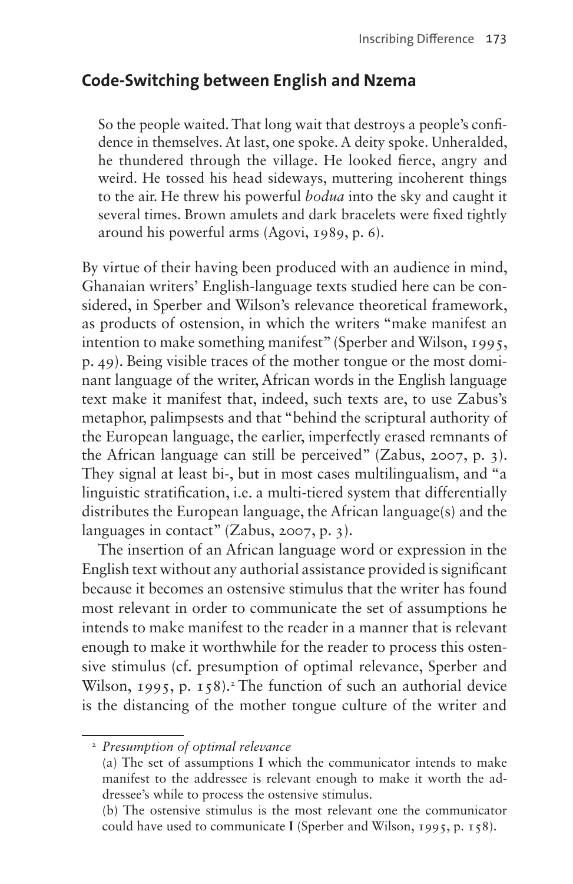## Code-Switching between English and Nzema

> So the people waited. That long wait that destroys a people's confidence in themselves. At last, one spoke. A deity spoke. Unheralded, he thundered through the village. He looked fierce, angry and weird. He tossed his head sideways, muttering incoherent things to the air. He threw his powerful *bodua* into the sky and caught it several times. Brown amulets and dark bracelets were fixed tightly around his powerful arms (Agovi, 1989, p. 6).

By virtue of their having been produced with an audience in mind, Ghanaian writers' English-language texts studied here can be considered, in Sperber and Wilson's relevance theoretical framework, as products of ostension, in which the writers "make manifest an intention to make something manifest" (Sperber and Wilson, 1995, p. 49). Being visible traces of the mother tongue or the most dominant language of the writer, African words in the English language text make it manifest that, indeed, such texts are, to use Zabus's metaphor, palimpsests and that "behind the scriptural authority of the European language, the earlier, imperfectly erased remnants of the African language can still be perceived" (Zabus, 2007, p. 3). They signal at least bi-, but in most cases multilingualism, and "a linguistic stratification, i.e. a multi-tiered system that differentially distributes the European language, the African language(s) and the languages in contact" (Zabus, 2007, p. 3).

The insertion of an African language word or expression in the English text without any authorial assistance provided is significant because it becomes an ostensive stimulus that the writer has found most relevant in order to communicate the set of assumptions he intends to make manifest to the reader in a manner that is relevant enough to make it worthwhile for the reader to process this ostensive stimulus (cf. presumption of optimal relevance, Sperber and Wilson, 1995, p. 158).[2] The function of such an authorial device is the distancing of the mother tongue culture of the writer and

---

[2] *Presumption of optimal relevance*

(a) The set of assumptions **I** which the communicator intends to make manifest to the addressee is relevant enough to make it worth the addressee's while to process the ostensive stimulus.

(b) The ostensive stimulus is the most relevant one the communicator could have used to communicate **I** (Sperber and Wilson, 1995, p. 158).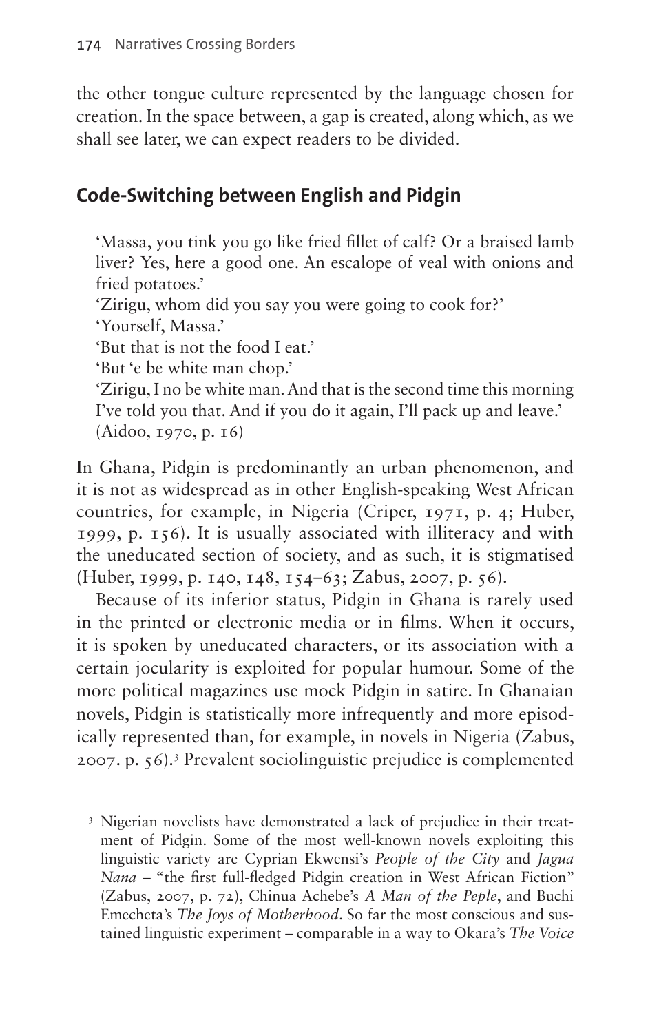the other tongue culture represented by the language chosen for creation. In the space between, a gap is created, along which, as we shall see later, we can expect readers to be divided.

## Code-Switching between English and Pidgin

> 'Massa, you tink you go like fried fillet of calf? Or a braised lamb liver? Yes, here a good one. An escalope of veal with onions and fried potatoes.'
> 'Zirigu, whom did you say you were going to cook for?'
> 'Yourself, Massa.'
> 'But that is not the food I eat.'
> 'But 'e be white man chop.'
> 'Zirigu, I no be white man. And that is the second time this morning I've told you that. And if you do it again, I'll pack up and leave.'
> (Aidoo, 1970, p. 16)

In Ghana, Pidgin is predominantly an urban phenomenon, and it is not as widespread as in other English-speaking West African countries, for example, in Nigeria (Criper, 1971, p. 4; Huber, 1999, p. 156). It is usually associated with illiteracy and with the uneducated section of society, and as such, it is stigmatised (Huber, 1999, p. 140, 148, 154–63; Zabus, 2007, p. 56).

Because of its inferior status, Pidgin in Ghana is rarely used in the printed or electronic media or in films. When it occurs, it is spoken by uneducated characters, or its association with a certain jocularity is exploited for popular humour. Some of the more political magazines use mock Pidgin in satire. In Ghanaian novels, Pidgin is statistically more infrequently and more episodically represented than, for example, in novels in Nigeria (Zabus, 2007. p. 56).[3] Prevalent sociolinguistic prejudice is complemented

[3] Nigerian novelists have demonstrated a lack of prejudice in their treatment of Pidgin. Some of the most well-known novels exploiting this linguistic variety are Cyprian Ekwensi's *People of the City* and *Jagua Nana* – "the first full-fledged Pidgin creation in West African Fiction" (Zabus, 2007, p. 72), Chinua Achebe's *A Man of the Peple*, and Buchi Emecheta's *The Joys of Motherhood*. So far the most conscious and sustained linguistic experiment – comparable in a way to Okara's *The Voice*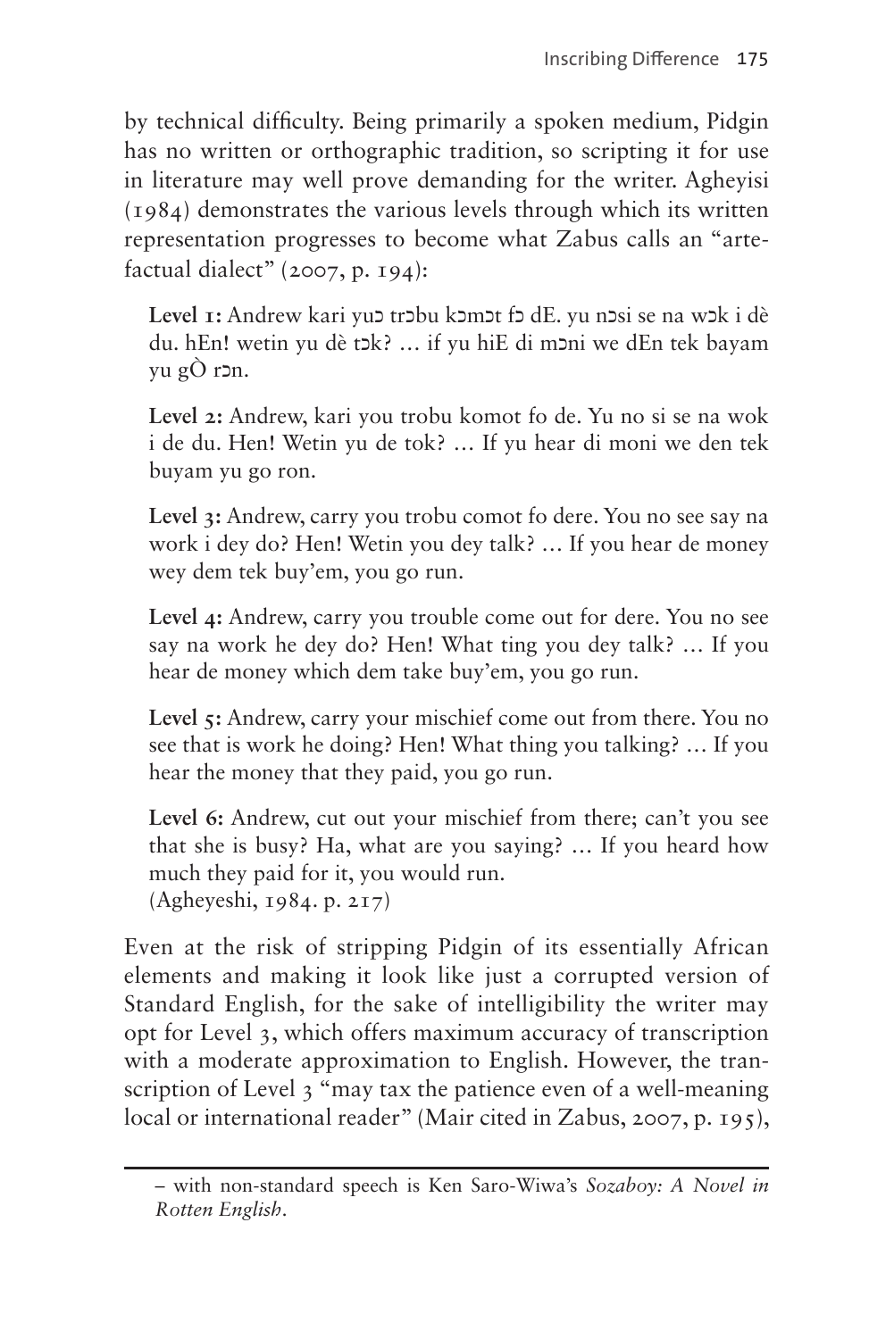by technical difficulty. Being primarily a spoken medium, Pidgin has no written or orthographic tradition, so scripting it for use in literature may well prove demanding for the writer. Agheyisi (1984) demonstrates the various levels through which its written representation progresses to become what Zabus calls an "artefactual dialect" (2007, p. 194):

> **Level 1:** Andrew kari yuɔ trɔbu kɔmɔt fɔ dE. yu nɔsi se na wɔk i dè du. hEn! wetin yu dè tɔk? … if yu hiE di mɔni we dEn tek bayam yu gÒ rɔn.
>
> **Level 2:** Andrew, kari you trobu komot fo de. Yu no si se na wok i de du. Hen! Wetin yu de tok? … If yu hear di moni we den tek buyam yu go ron.
>
> **Level 3:** Andrew, carry you trobu comot fo dere. You no see say na work i dey do? Hen! Wetin you dey talk? … If you hear de money wey dem tek buy'em, you go run.
>
> **Level 4:** Andrew, carry you trouble come out for dere. You no see say na work he dey do? Hen! What ting you dey talk? … If you hear de money which dem take buy'em, you go run.
>
> **Level 5:** Andrew, carry your mischief come out from there. You no see that is work he doing? Hen! What thing you talking? … If you hear the money that they paid, you go run.
>
> **Level 6:** Andrew, cut out your mischief from there; can't you see that she is busy? Ha, what are you saying? … If you heard how much they paid for it, you would run.
> (Agheyeshi, 1984. p. 217)

Even at the risk of stripping Pidgin of its essentially African elements and making it look like just a corrupted version of Standard English, for the sake of intelligibility the writer may opt for Level 3, which offers maximum accuracy of transcription with a moderate approximation to English. However, the transcription of Level 3 "may tax the patience even of a well-meaning local or international reader" (Mair cited in Zabus, 2007, p. 195),

---

– with non-standard speech is Ken Saro-Wiwa's *Sozaboy: A Novel in Rotten English*.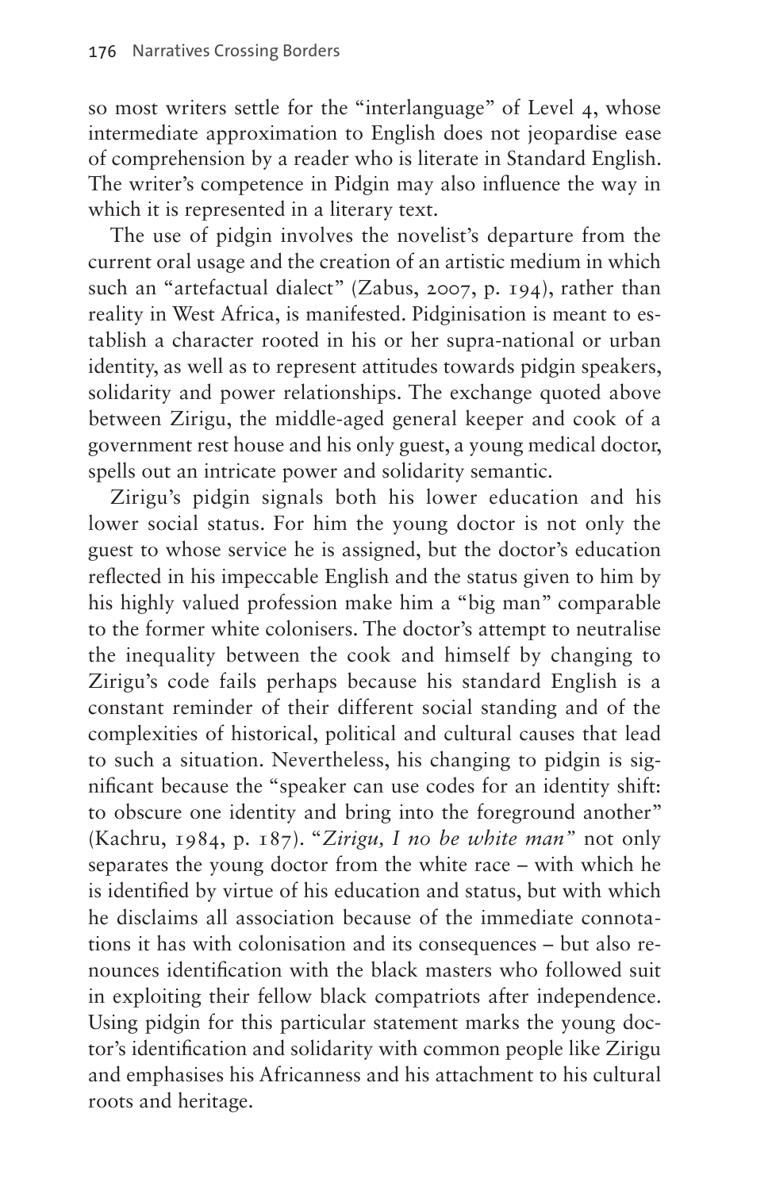so most writers settle for the "interlanguage" of Level 4, whose intermediate approximation to English does not jeopardise ease of comprehension by a reader who is literate in Standard English. The writer's competence in Pidgin may also influence the way in which it is represented in a literary text.

The use of pidgin involves the novelist's departure from the current oral usage and the creation of an artistic medium in which such an "artefactual dialect" (Zabus, 2007, p. 194), rather than reality in West Africa, is manifested. Pidginisation is meant to establish a character rooted in his or her supra-national or urban identity, as well as to represent attitudes towards pidgin speakers, solidarity and power relationships. The exchange quoted above between Zirigu, the middle-aged general keeper and cook of a government rest house and his only guest, a young medical doctor, spells out an intricate power and solidarity semantic.

Zirigu's pidgin signals both his lower education and his lower social status. For him the young doctor is not only the guest to whose service he is assigned, but the doctor's education reflected in his impeccable English and the status given to him by his highly valued profession make him a "big man" comparable to the former white colonisers. The doctor's attempt to neutralise the inequality between the cook and himself by changing to Zirigu's code fails perhaps because his standard English is a constant reminder of their different social standing and of the complexities of historical, political and cultural causes that lead to such a situation. Nevertheless, his changing to pidgin is significant because the "speaker can use codes for an identity shift: to obscure one identity and bring into the foreground another" (Kachru, 1984, p. 187). "*Zirigu, I no be white man*" not only separates the young doctor from the white race – with which he is identified by virtue of his education and status, but with which he disclaims all association because of the immediate connotations it has with colonisation and its consequences – but also renounces identification with the black masters who followed suit in exploiting their fellow black compatriots after independence. Using pidgin for this particular statement marks the young doctor's identification and solidarity with common people like Zirigu and emphasises his Africanness and his attachment to his cultural roots and heritage.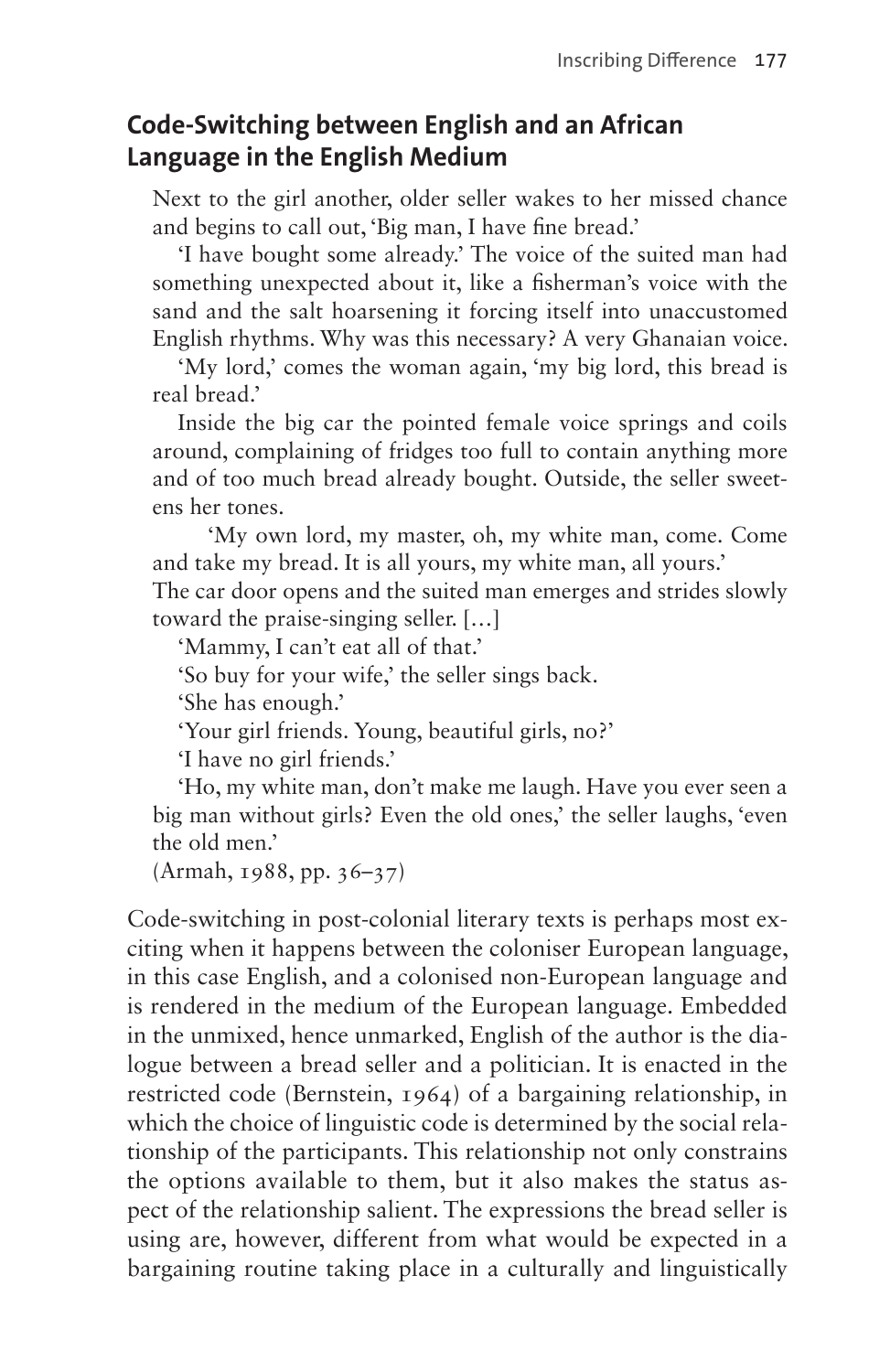## Code-Switching between English and an African Language in the English Medium

> Next to the girl another, older seller wakes to her missed chance and begins to call out, 'Big man, I have fine bread.'
>
> 'I have bought some already.' The voice of the suited man had something unexpected about it, like a fisherman's voice with the sand and the salt hoarsening it forcing itself into unaccustomed English rhythms. Why was this necessary? A very Ghanaian voice.
>
> 'My lord,' comes the woman again, 'my big lord, this bread is real bread.'
>
> Inside the big car the pointed female voice springs and coils around, complaining of fridges too full to contain anything more and of too much bread already bought. Outside, the seller sweetens her tones.
>
> 'My own lord, my master, oh, my white man, come. Come and take my bread. It is all yours, my white man, all yours.'
>
> The car door opens and the suited man emerges and strides slowly toward the praise-singing seller. […]
>
> 'Mammy, I can't eat all of that.'
>
> 'So buy for your wife,' the seller sings back.
>
> 'She has enough.'
>
> 'Your girl friends. Young, beautiful girls, no?'
>
> 'I have no girl friends.'
>
> 'Ho, my white man, don't make me laugh. Have you ever seen a big man without girls? Even the old ones,' the seller laughs, 'even the old men.'
>
> (Armah, 1988, pp. 36–37)

Code-switching in post-colonial literary texts is perhaps most exciting when it happens between the coloniser European language, in this case English, and a colonised non-European language and is rendered in the medium of the European language. Embedded in the unmixed, hence unmarked, English of the author is the dialogue between a bread seller and a politician. It is enacted in the restricted code (Bernstein, 1964) of a bargaining relationship, in which the choice of linguistic code is determined by the social relationship of the participants. This relationship not only constrains the options available to them, but it also makes the status aspect of the relationship salient. The expressions the bread seller is using are, however, different from what would be expected in a bargaining routine taking place in a culturally and linguistically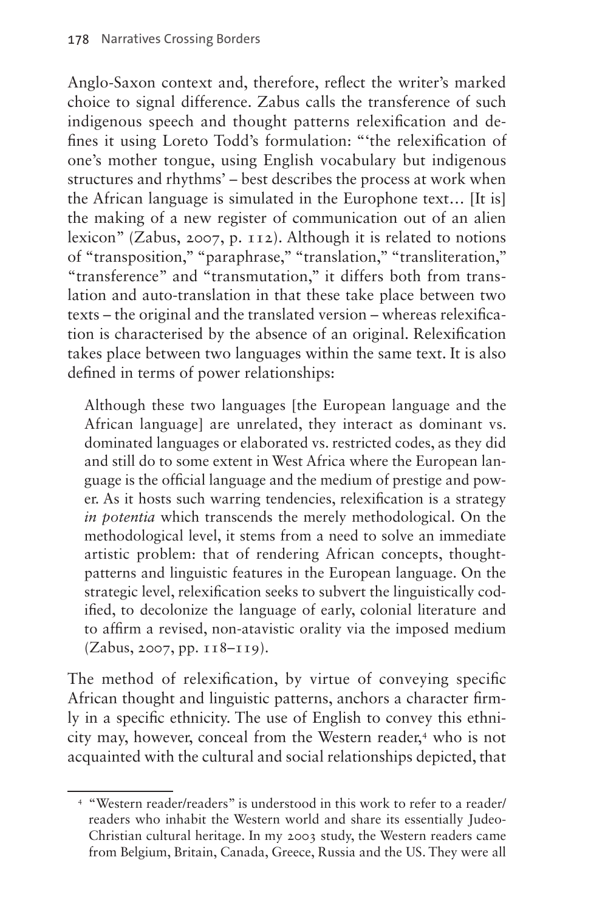Anglo-Saxon context and, therefore, reflect the writer's marked choice to signal difference. Zabus calls the transference of such indigenous speech and thought patterns relexification and defines it using Loreto Todd's formulation: "'the relexification of one's mother tongue, using English vocabulary but indigenous structures and rhythms' – best describes the process at work when the African language is simulated in the Europhone text… [It is] the making of a new register of communication out of an alien lexicon" (Zabus, 2007, p. 112). Although it is related to notions of "transposition," "paraphrase," "translation," "transliteration," "transference" and "transmutation," it differs both from translation and auto-translation in that these take place between two texts – the original and the translated version – whereas relexification is characterised by the absence of an original. Relexification takes place between two languages within the same text. It is also defined in terms of power relationships:

> Although these two languages [the European language and the African language] are unrelated, they interact as dominant vs. dominated languages or elaborated vs. restricted codes, as they did and still do to some extent in West Africa where the European language is the official language and the medium of prestige and power. As it hosts such warring tendencies, relexification is a strategy *in potentia* which transcends the merely methodological. On the methodological level, it stems from a need to solve an immediate artistic problem: that of rendering African concepts, thought-patterns and linguistic features in the European language. On the strategic level, relexification seeks to subvert the linguistically codified, to decolonize the language of early, colonial literature and to affirm a revised, non-atavistic orality via the imposed medium (Zabus, 2007, pp. 118–119).

The method of relexification, by virtue of conveying specific African thought and linguistic patterns, anchors a character firmly in a specific ethnicity. The use of English to convey this ethnicity may, however, conceal from the Western reader,[4] who is not acquainted with the cultural and social relationships depicted, that

[4] "Western reader/readers" is understood in this work to refer to a reader/readers who inhabit the Western world and share its essentially Judeo-Christian cultural heritage. In my 2003 study, the Western readers came from Belgium, Britain, Canada, Greece, Russia and the US. They were all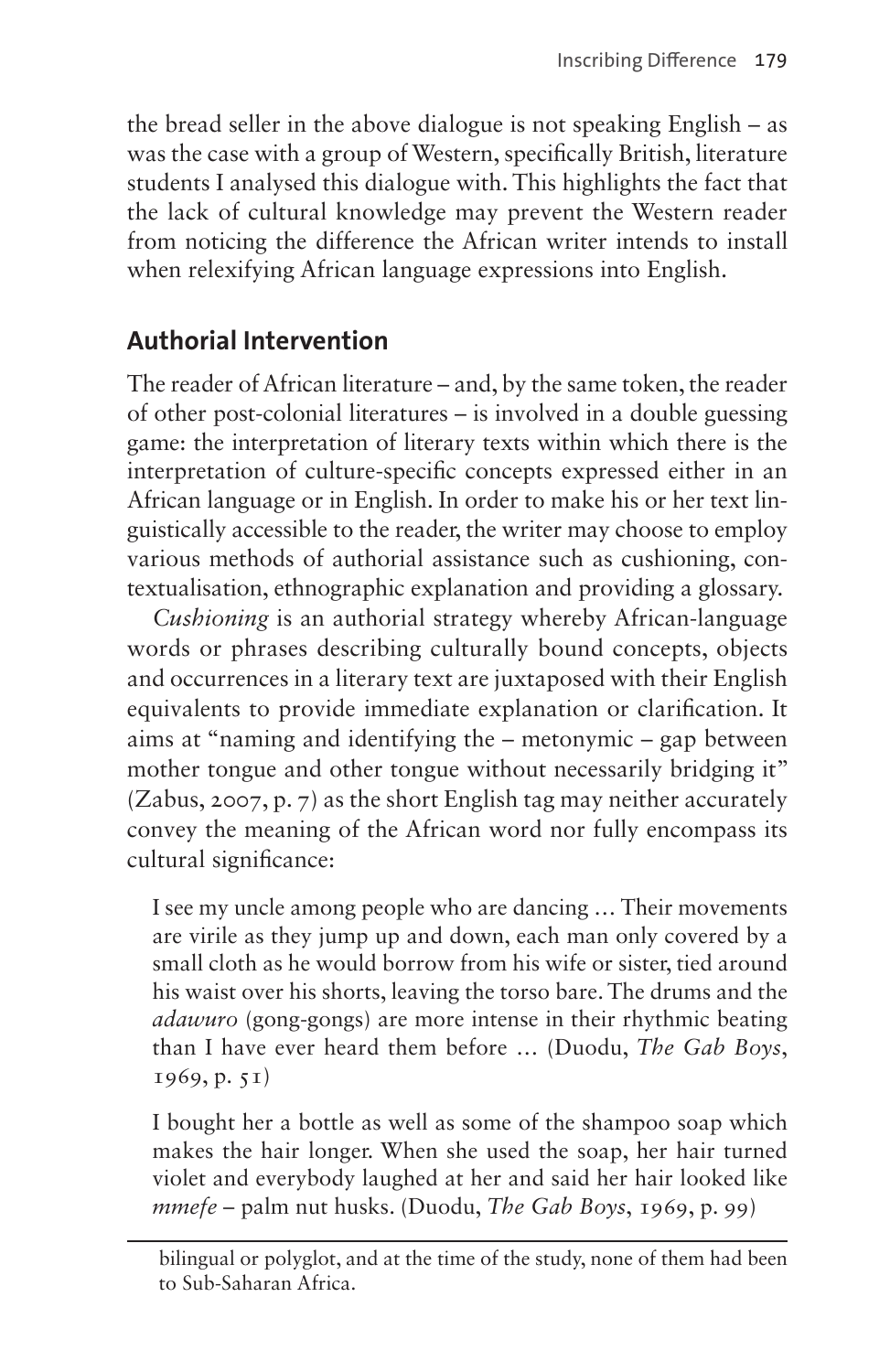the bread seller in the above dialogue is not speaking English – as was the case with a group of Western, specifically British, literature students I analysed this dialogue with. This highlights the fact that the lack of cultural knowledge may prevent the Western reader from noticing the difference the African writer intends to install when relexifying African language expressions into English.

## Authorial Intervention

The reader of African literature – and, by the same token, the reader of other post-colonial literatures – is involved in a double guessing game: the interpretation of literary texts within which there is the interpretation of culture-specific concepts expressed either in an African language or in English. In order to make his or her text linguistically accessible to the reader, the writer may choose to employ various methods of authorial assistance such as cushioning, contextualisation, ethnographic explanation and providing a glossary.

*Cushioning* is an authorial strategy whereby African-language words or phrases describing culturally bound concepts, objects and occurrences in a literary text are juxtaposed with their English equivalents to provide immediate explanation or clarification. It aims at "naming and identifying the – metonymic – gap between mother tongue and other tongue without necessarily bridging it" (Zabus, 2007, p. 7) as the short English tag may neither accurately convey the meaning of the African word nor fully encompass its cultural significance:

> I see my uncle among people who are dancing … Their movements are virile as they jump up and down, each man only covered by a small cloth as he would borrow from his wife or sister, tied around his waist over his shorts, leaving the torso bare. The drums and the *adawuro* (gong-gongs) are more intense in their rhythmic beating than I have ever heard them before … (Duodu, *The Gab Boys*, 1969, p. 51)

> I bought her a bottle as well as some of the shampoo soap which makes the hair longer. When she used the soap, her hair turned violet and everybody laughed at her and said her hair looked like *mmefe* – palm nut husks. (Duodu, *The Gab Boys*, 1969, p. 99)

---

bilingual or polyglot, and at the time of the study, none of them had been to Sub-Saharan Africa.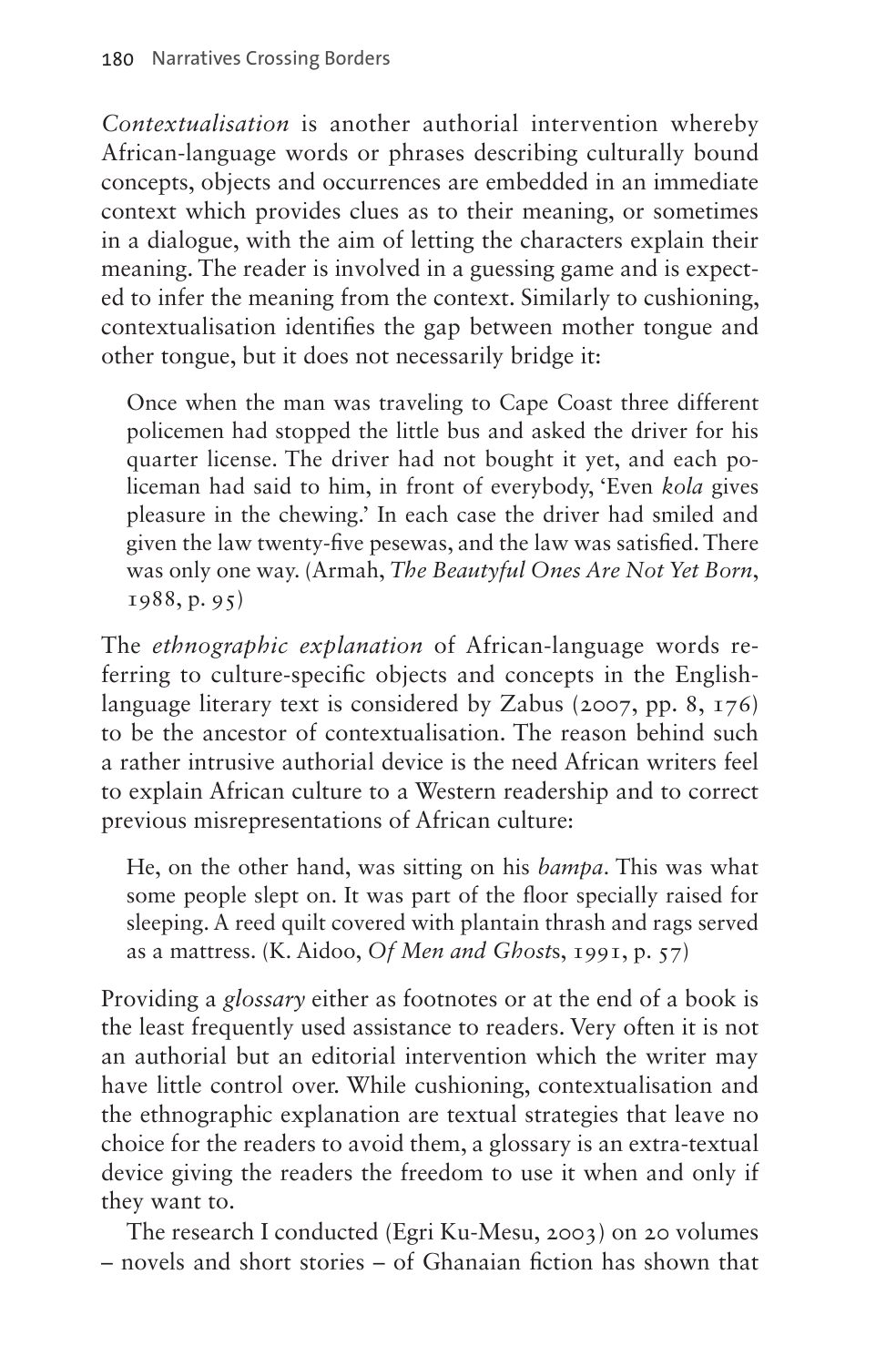*Contextualisation* is another authorial intervention whereby African-language words or phrases describing culturally bound concepts, objects and occurrences are embedded in an immediate context which provides clues as to their meaning, or sometimes in a dialogue, with the aim of letting the characters explain their meaning. The reader is involved in a guessing game and is expected to infer the meaning from the context. Similarly to cushioning, contextualisation identifies the gap between mother tongue and other tongue, but it does not necessarily bridge it:

> Once when the man was traveling to Cape Coast three different policemen had stopped the little bus and asked the driver for his quarter license. The driver had not bought it yet, and each policeman had said to him, in front of everybody, 'Even *kola* gives pleasure in the chewing.' In each case the driver had smiled and given the law twenty-five pesewas, and the law was satisfied. There was only one way. (Armah, *The Beautyful Ones Are Not Yet Born*, 1988, p. 95)

The *ethnographic explanation* of African-language words referring to culture-specific objects and concepts in the English-language literary text is considered by Zabus (2007, pp. 8, 176) to be the ancestor of contextualisation. The reason behind such a rather intrusive authorial device is the need African writers feel to explain African culture to a Western readership and to correct previous misrepresentations of African culture:

> He, on the other hand, was sitting on his *bampa*. This was what some people slept on. It was part of the floor specially raised for sleeping. A reed quilt covered with plantain thrash and rags served as a mattress. (K. Aidoo, *Of Men and Ghosts*, 1991, p. 57)

Providing a *glossary* either as footnotes or at the end of a book is the least frequently used assistance to readers. Very often it is not an authorial but an editorial intervention which the writer may have little control over. While cushioning, contextualisation and the ethnographic explanation are textual strategies that leave no choice for the readers to avoid them, a glossary is an extra-textual device giving the readers the freedom to use it when and only if they want to.

The research I conducted (Egri Ku-Mesu, 2003) on 20 volumes – novels and short stories – of Ghanaian fiction has shown that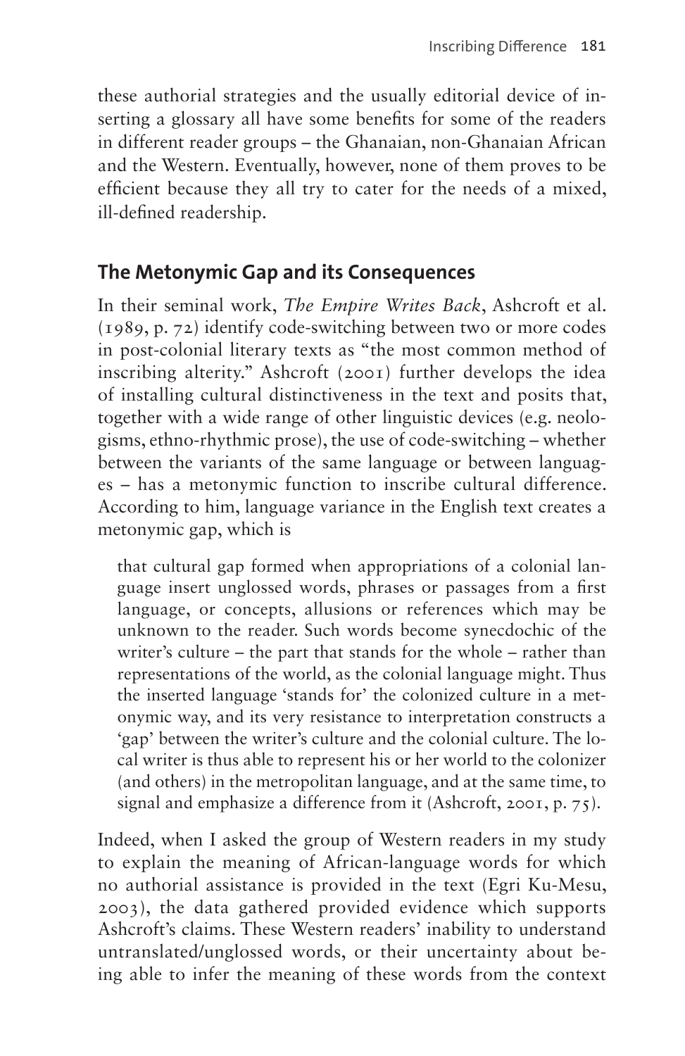these authorial strategies and the usually editorial device of inserting a glossary all have some benefits for some of the readers in different reader groups – the Ghanaian, non-Ghanaian African and the Western. Eventually, however, none of them proves to be efficient because they all try to cater for the needs of a mixed, ill-defined readership.

## The Metonymic Gap and its Consequences

In their seminal work, *The Empire Writes Back*, Ashcroft et al. (1989, p. 72) identify code-switching between two or more codes in post-colonial literary texts as "the most common method of inscribing alterity." Ashcroft (2001) further develops the idea of installing cultural distinctiveness in the text and posits that, together with a wide range of other linguistic devices (e.g. neologisms, ethno-rhythmic prose), the use of code-switching – whether between the variants of the same language or between languages – has a metonymic function to inscribe cultural difference. According to him, language variance in the English text creates a metonymic gap, which is

> that cultural gap formed when appropriations of a colonial language insert unglossed words, phrases or passages from a first language, or concepts, allusions or references which may be unknown to the reader. Such words become synecdochic of the writer's culture – the part that stands for the whole – rather than representations of the world, as the colonial language might. Thus the inserted language 'stands for' the colonized culture in a metonymic way, and its very resistance to interpretation constructs a 'gap' between the writer's culture and the colonial culture. The local writer is thus able to represent his or her world to the colonizer (and others) in the metropolitan language, and at the same time, to signal and emphasize a difference from it (Ashcroft, 2001, p. 75).

Indeed, when I asked the group of Western readers in my study to explain the meaning of African-language words for which no authorial assistance is provided in the text (Egri Ku-Mesu, 2003), the data gathered provided evidence which supports Ashcroft's claims. These Western readers' inability to understand untranslated/unglossed words, or their uncertainty about being able to infer the meaning of these words from the context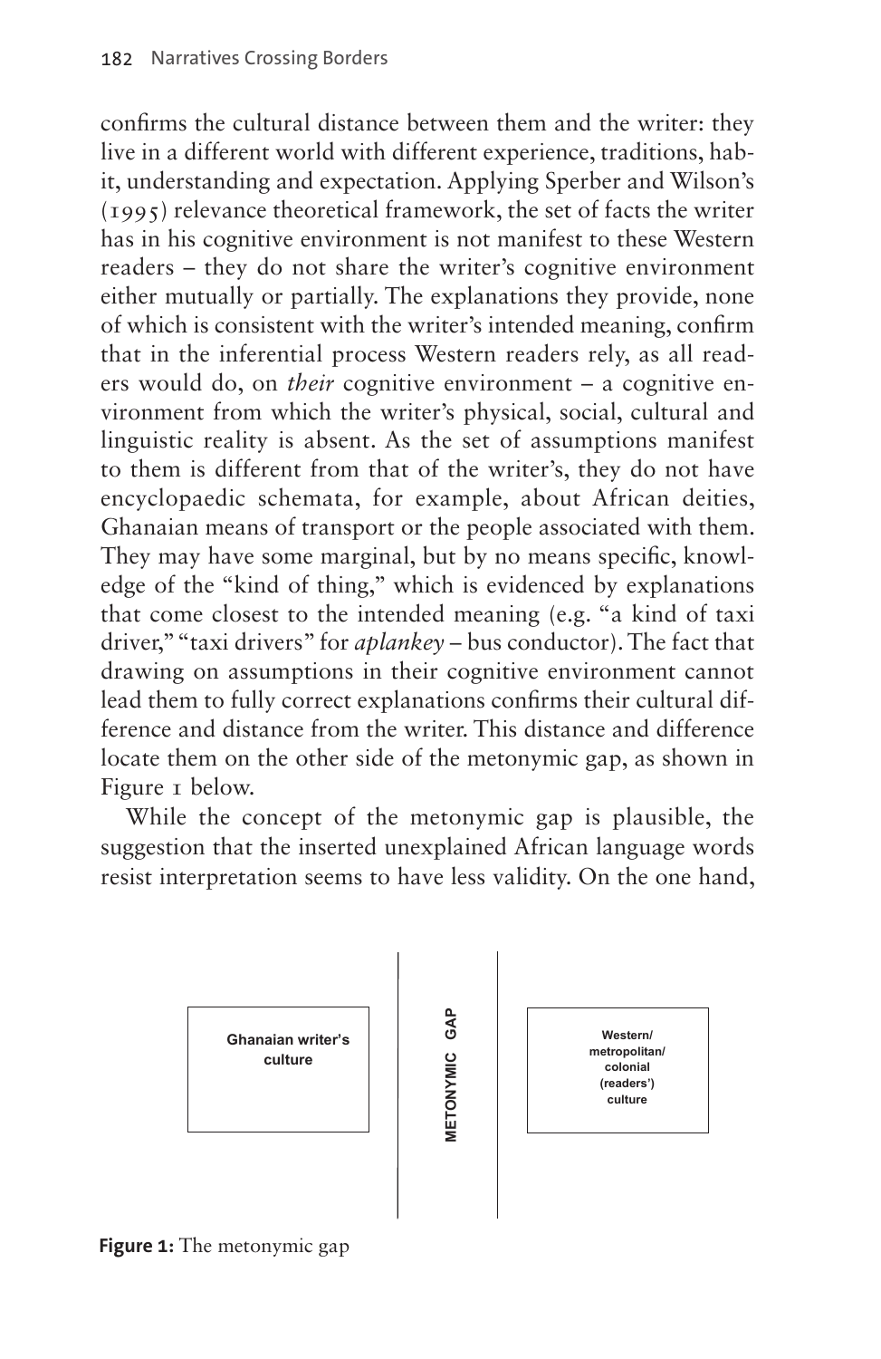confirms the cultural distance between them and the writer: they live in a different world with different experience, traditions, habit, understanding and expectation. Applying Sperber and Wilson's (1995) relevance theoretical framework, the set of facts the writer has in his cognitive environment is not manifest to these Western readers – they do not share the writer's cognitive environment either mutually or partially. The explanations they provide, none of which is consistent with the writer's intended meaning, confirm that in the inferential process Western readers rely, as all readers would do, on *their* cognitive environment – a cognitive environment from which the writer's physical, social, cultural and linguistic reality is absent. As the set of assumptions manifest to them is different from that of the writer's, they do not have encyclopaedic schemata, for example, about African deities, Ghanaian means of transport or the people associated with them. They may have some marginal, but by no means specific, knowledge of the "kind of thing," which is evidenced by explanations that come closest to the intended meaning (e.g. "a kind of taxi driver," "taxi drivers" for *aplankey* – bus conductor). The fact that drawing on assumptions in their cognitive environment cannot lead them to fully correct explanations confirms their cultural difference and distance from the writer. This distance and difference locate them on the other side of the metonymic gap, as shown in Figure 1 below.

While the concept of the metonymic gap is plausible, the suggestion that the inserted unexplained African language words resist interpretation seems to have less validity. On the one hand,

| Ghanaian writer's culture | METONYMIC GAP | Western/ metropolitan/ colonial (readers') culture |
|---|---|---|

**Figure 1:** The metonymic gap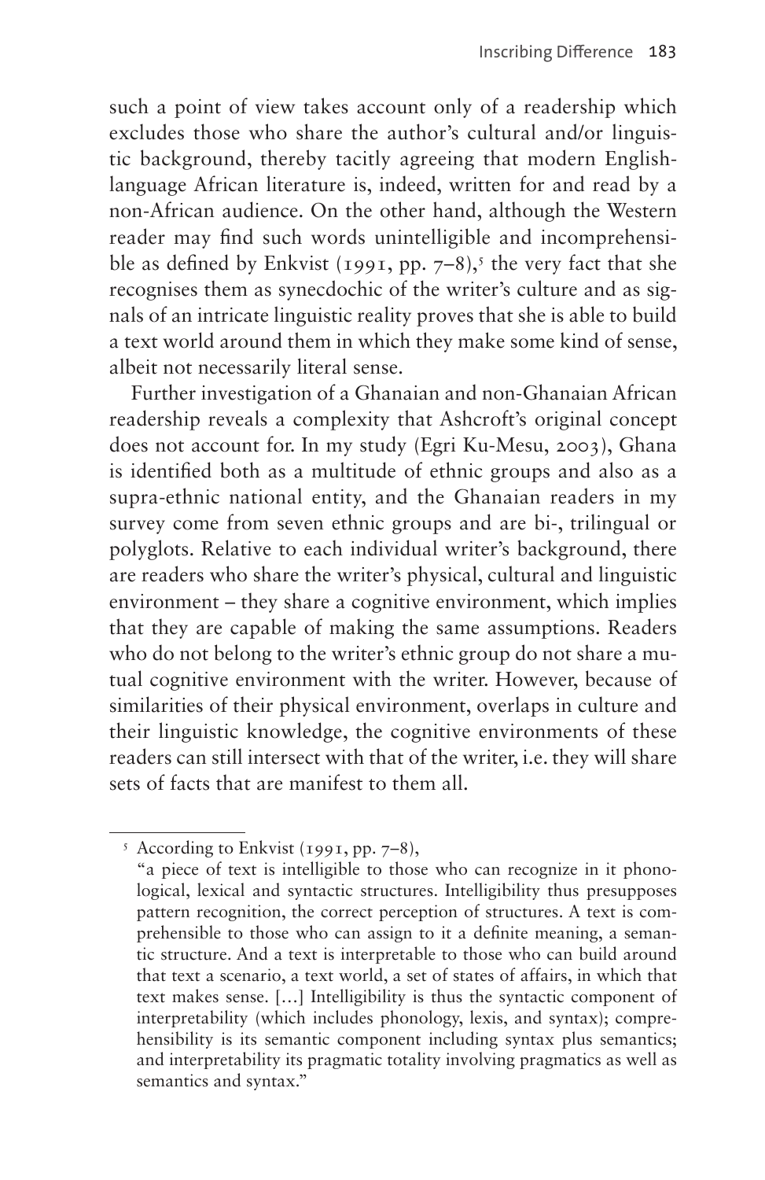such a point of view takes account only of a readership which excludes those who share the author's cultural and/or linguistic background, thereby tacitly agreeing that modern English-language African literature is, indeed, written for and read by a non-African audience. On the other hand, although the Western reader may find such words unintelligible and incomprehensible as defined by Enkvist (1991, pp. 7–8),[5] the very fact that she recognises them as synecdochic of the writer's culture and as signals of an intricate linguistic reality proves that she is able to build a text world around them in which they make some kind of sense, albeit not necessarily literal sense.

Further investigation of a Ghanaian and non-Ghanaian African readership reveals a complexity that Ashcroft's original concept does not account for. In my study (Egri Ku-Mesu, 2003), Ghana is identified both as a multitude of ethnic groups and also as a supra-ethnic national entity, and the Ghanaian readers in my survey come from seven ethnic groups and are bi-, trilingual or polyglots. Relative to each individual writer's background, there are readers who share the writer's physical, cultural and linguistic environment – they share a cognitive environment, which implies that they are capable of making the same assumptions. Readers who do not belong to the writer's ethnic group do not share a mutual cognitive environment with the writer. However, because of similarities of their physical environment, overlaps in culture and their linguistic knowledge, the cognitive environments of these readers can still intersect with that of the writer, i.e. they will share sets of facts that are manifest to them all.

---

[5] According to Enkvist (1991, pp. 7–8),

"a piece of text is intelligible to those who can recognize in it phonological, lexical and syntactic structures. Intelligibility thus presupposes pattern recognition, the correct perception of structures. A text is comprehensible to those who can assign to it a definite meaning, a semantic structure. And a text is interpretable to those who can build around that text a scenario, a text world, a set of states of affairs, in which that text makes sense. [...] Intelligibility is thus the syntactic component of interpretability (which includes phonology, lexis, and syntax); comprehensibility is its semantic component including syntax plus semantics; and interpretability its pragmatic totality involving pragmatics as well as semantics and syntax."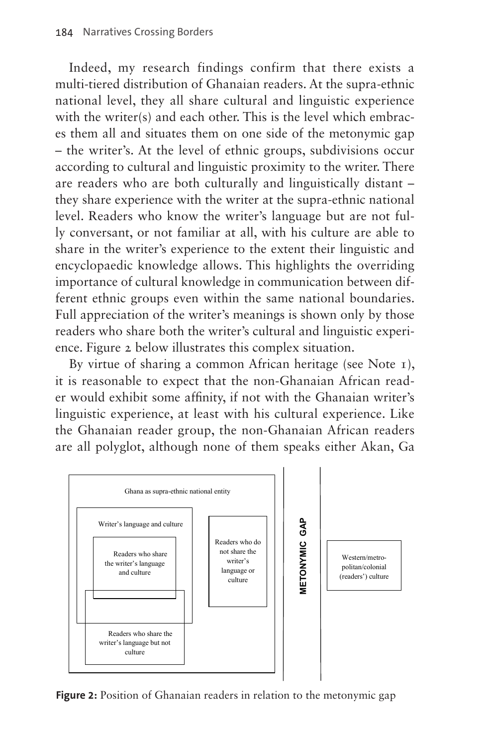Indeed, my research findings confirm that there exists a multi-tiered distribution of Ghanaian readers. At the supra-ethnic national level, they all share cultural and linguistic experience with the writer(s) and each other. This is the level which embraces them all and situates them on one side of the metonymic gap – the writer's. At the level of ethnic groups, subdivisions occur according to cultural and linguistic proximity to the writer. There are readers who are both culturally and linguistically distant – they share experience with the writer at the supra-ethnic national level. Readers who know the writer's language but are not fully conversant, or not familiar at all, with his culture are able to share in the writer's experience to the extent their linguistic and encyclopaedic knowledge allows. This highlights the overriding importance of cultural knowledge in communication between different ethnic groups even within the same national boundaries. Full appreciation of the writer's meanings is shown only by those readers who share both the writer's cultural and linguistic experience. Figure 2 below illustrates this complex situation.

By virtue of sharing a common African heritage (see Note 1), it is reasonable to expect that the non-Ghanaian African reader would exhibit some affinity, if not with the Ghanaian writer's linguistic experience, at least with his cultural experience. Like the Ghanaian reader group, the non-Ghanaian African readers are all polyglot, although none of them speaks either Akan, Ga

Ghana as supra-ethnic national entity

Writer's language and culture

Readers who share the writer's language and culture

Readers who share the writer's language but not culture

Readers who do not share the writer's language or culture

METONYMIC GAP

Western/metropolitan/colonial (readers') culture

**Figure 2:** Position of Ghanaian readers in relation to the metonymic gap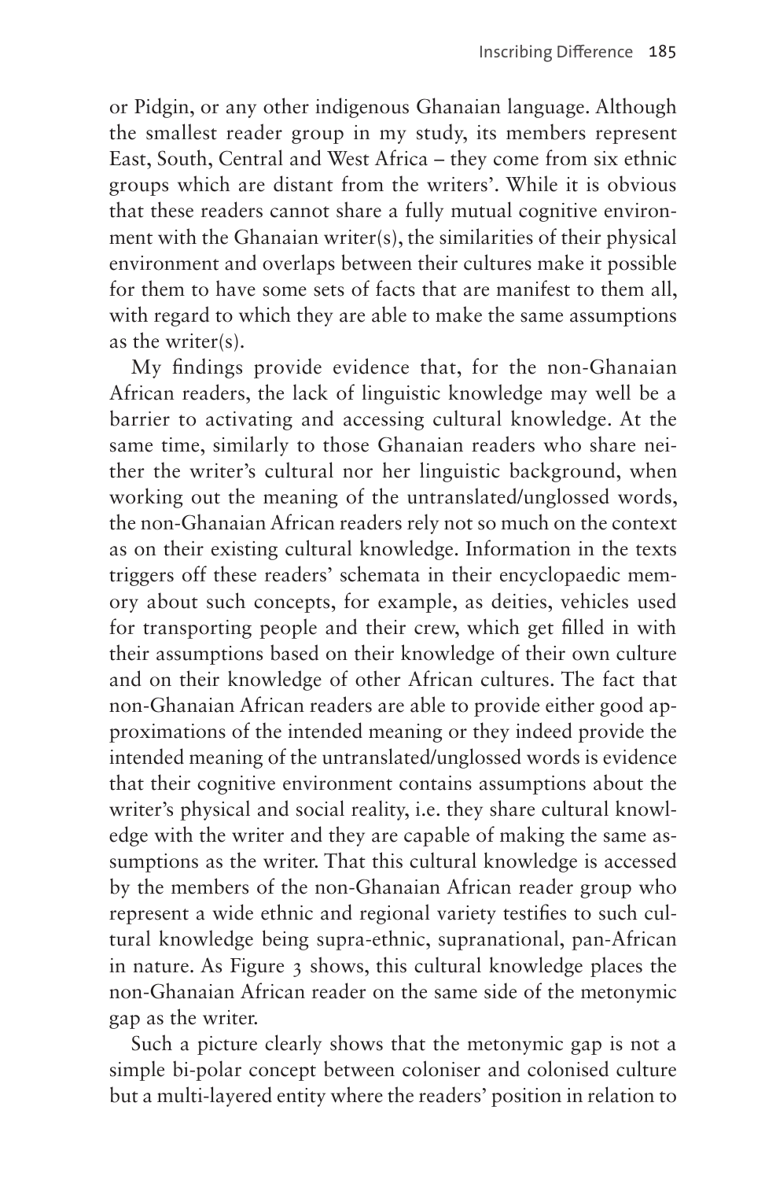or Pidgin, or any other indigenous Ghanaian language. Although the smallest reader group in my study, its members represent East, South, Central and West Africa – they come from six ethnic groups which are distant from the writers'. While it is obvious that these readers cannot share a fully mutual cognitive environment with the Ghanaian writer(s), the similarities of their physical environment and overlaps between their cultures make it possible for them to have some sets of facts that are manifest to them all, with regard to which they are able to make the same assumptions as the writer(s).

My findings provide evidence that, for the non-Ghanaian African readers, the lack of linguistic knowledge may well be a barrier to activating and accessing cultural knowledge. At the same time, similarly to those Ghanaian readers who share neither the writer's cultural nor her linguistic background, when working out the meaning of the untranslated/unglossed words, the non-Ghanaian African readers rely not so much on the context as on their existing cultural knowledge. Information in the texts triggers off these readers' schemata in their encyclopaedic memory about such concepts, for example, as deities, vehicles used for transporting people and their crew, which get filled in with their assumptions based on their knowledge of their own culture and on their knowledge of other African cultures. The fact that non-Ghanaian African readers are able to provide either good approximations of the intended meaning or they indeed provide the intended meaning of the untranslated/unglossed words is evidence that their cognitive environment contains assumptions about the writer's physical and social reality, i.e. they share cultural knowledge with the writer and they are capable of making the same assumptions as the writer. That this cultural knowledge is accessed by the members of the non-Ghanaian African reader group who represent a wide ethnic and regional variety testifies to such cultural knowledge being supra-ethnic, supranational, pan-African in nature. As Figure 3 shows, this cultural knowledge places the non-Ghanaian African reader on the same side of the metonymic gap as the writer.

Such a picture clearly shows that the metonymic gap is not a simple bi-polar concept between coloniser and colonised culture but a multi-layered entity where the readers' position in relation to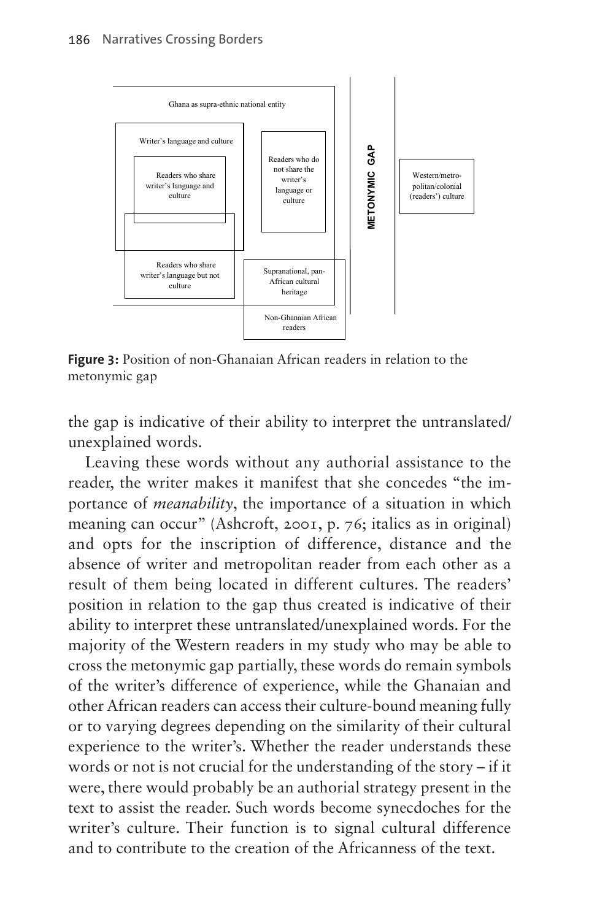Ghana as supra-ethnic national entity

Writer's language and culture

Readers who share writer's language and culture

Readers who do not share the writer's language or culture

Readers who share writer's language but not culture

Supranational, pan-African cultural heritage

Non-Ghanaian African readers

METONYMIC GAP

Western/metropolitan/colonial (readers') culture

**Figure 3:** Position of non-Ghanaian African readers in relation to the metonymic gap

the gap is indicative of their ability to interpret the untranslated/unexplained words.

Leaving these words without any authorial assistance to the reader, the writer makes it manifest that she concedes "the importance of *meanability*, the importance of a situation in which meaning can occur" (Ashcroft, 2001, p. 76; italics as in original) and opts for the inscription of difference, distance and the absence of writer and metropolitan reader from each other as a result of them being located in different cultures. The readers' position in relation to the gap thus created is indicative of their ability to interpret these untranslated/unexplained words. For the majority of the Western readers in my study who may be able to cross the metonymic gap partially, these words do remain symbols of the writer's difference of experience, while the Ghanaian and other African readers can access their culture-bound meaning fully or to varying degrees depending on the similarity of their cultural experience to the writer's. Whether the reader understands these words or not is not crucial for the understanding of the story – if it were, there would probably be an authorial strategy present in the text to assist the reader. Such words become synecdoches for the writer's culture. Their function is to signal cultural difference and to contribute to the creation of the Africanness of the text.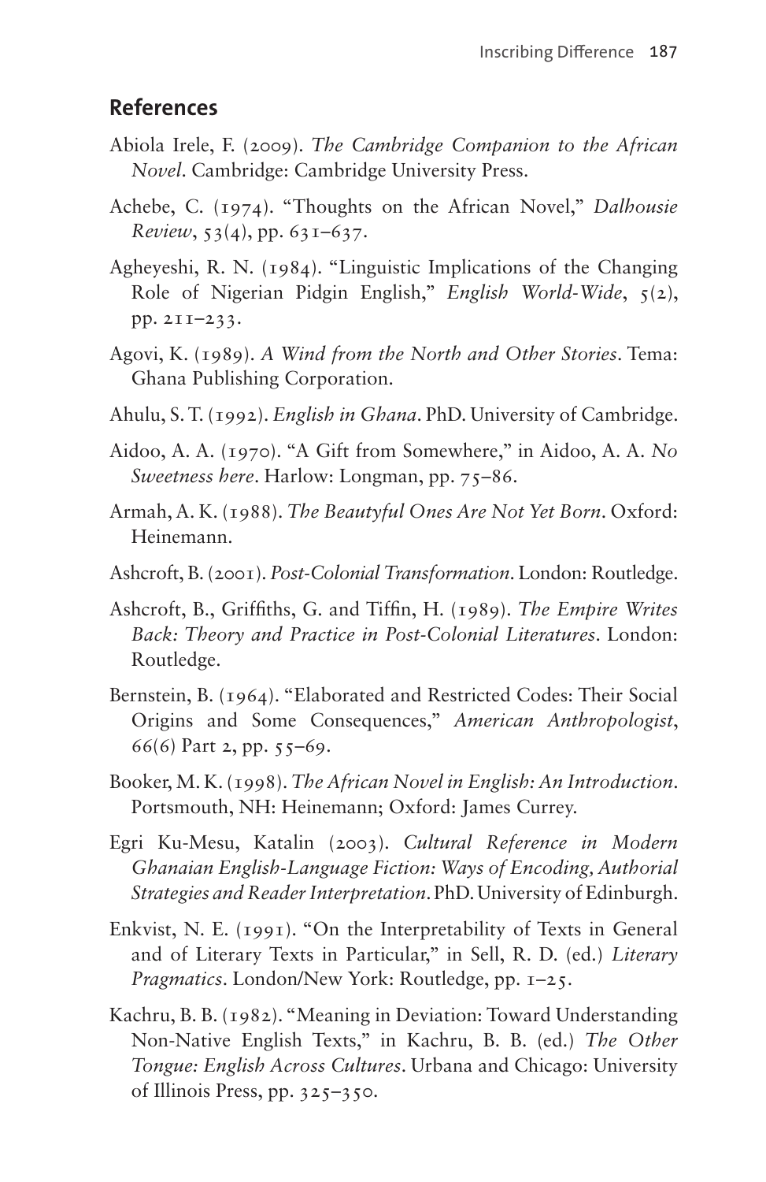## References

Abiola Irele, F. (2009). *The Cambridge Companion to the African Novel*. Cambridge: Cambridge University Press.

Achebe, C. (1974). "Thoughts on the African Novel," *Dalhousie Review*, 53(4), pp. 631–637.

Agheyeshi, R. N. (1984). "Linguistic Implications of the Changing Role of Nigerian Pidgin English," *English World-Wide*, 5(2), pp. 211–233.

Agovi, K. (1989). *A Wind from the North and Other Stories*. Tema: Ghana Publishing Corporation.

Ahulu, S. T. (1992). *English in Ghana*. PhD. University of Cambridge.

Aidoo, A. A. (1970). "A Gift from Somewhere," in Aidoo, A. A. *No Sweetness here*. Harlow: Longman, pp. 75–86.

Armah, A. K. (1988). *The Beautyful Ones Are Not Yet Born*. Oxford: Heinemann.

Ashcroft, B. (2001). *Post-Colonial Transformation*. London: Routledge.

Ashcroft, B., Griffiths, G. and Tiffin, H. (1989). *The Empire Writes Back: Theory and Practice in Post-Colonial Literatures*. London: Routledge.

Bernstein, B. (1964). "Elaborated and Restricted Codes: Their Social Origins and Some Consequences," *American Anthropologist*, 66(6) Part 2, pp. 55–69.

Booker, M. K. (1998). *The African Novel in English: An Introduction*. Portsmouth, NH: Heinemann; Oxford: James Currey.

Egri Ku-Mesu, Katalin (2003). *Cultural Reference in Modern Ghanaian English-Language Fiction: Ways of Encoding, Authorial Strategies and Reader Interpretation*. PhD. University of Edinburgh.

Enkvist, N. E. (1991). "On the Interpretability of Texts in General and of Literary Texts in Particular," in Sell, R. D. (ed.) *Literary Pragmatics*. London/New York: Routledge, pp. 1–25.

Kachru, B. B. (1982). "Meaning in Deviation: Toward Understanding Non-Native English Texts," in Kachru, B. B. (ed.) *The Other Tongue: English Across Cultures*. Urbana and Chicago: University of Illinois Press, pp. 325–350.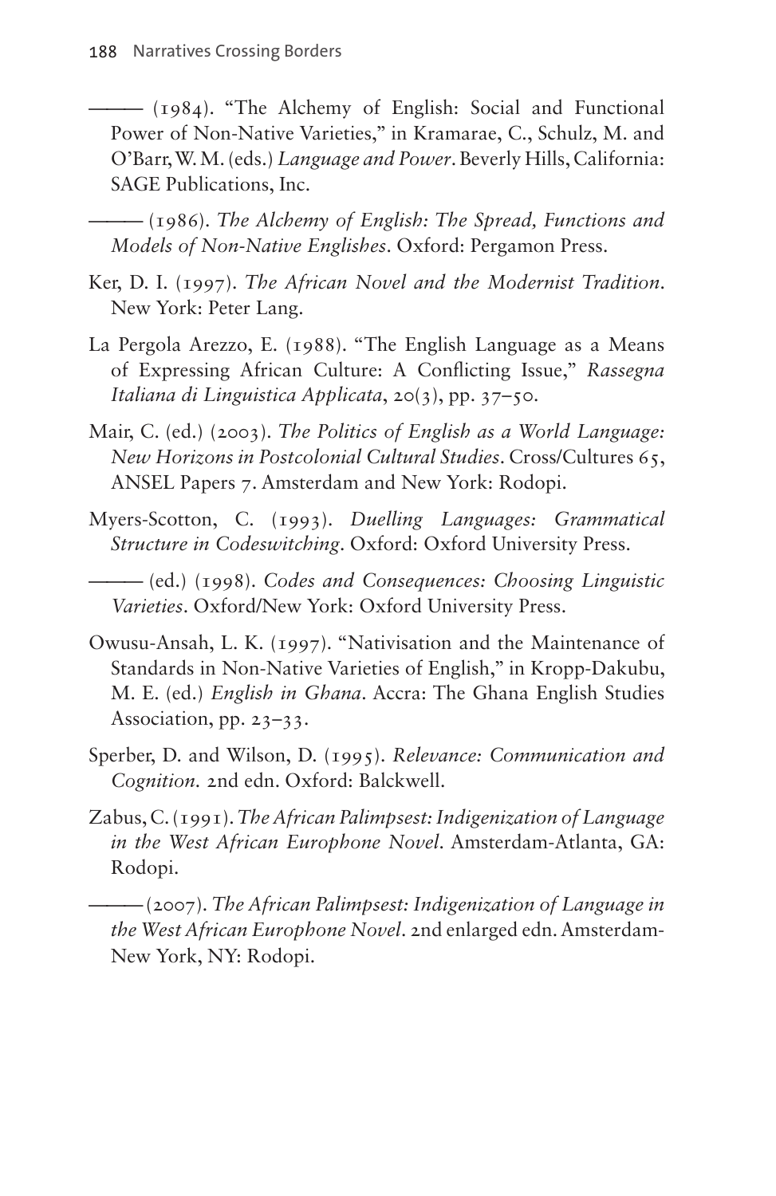——— (1984). "The Alchemy of English: Social and Functional Power of Non-Native Varieties," in Kramarae, C., Schulz, M. and O'Barr, W. M. (eds.) *Language and Power*. Beverly Hills, California: SAGE Publications, Inc.

——— (1986). *The Alchemy of English: The Spread, Functions and Models of Non-Native Englishes*. Oxford: Pergamon Press.

Ker, D. I. (1997). *The African Novel and the Modernist Tradition*. New York: Peter Lang.

La Pergola Arezzo, E. (1988). "The English Language as a Means of Expressing African Culture: A Conflicting Issue," *Rassegna Italiana di Linguistica Applicata*, 20(3), pp. 37–50.

Mair, C. (ed.) (2003). *The Politics of English as a World Language: New Horizons in Postcolonial Cultural Studies*. Cross/Cultures 65, ANSEL Papers 7. Amsterdam and New York: Rodopi.

Myers-Scotton, C. (1993). *Duelling Languages: Grammatical Structure in Codeswitching*. Oxford: Oxford University Press.

——— (ed.) (1998). *Codes and Consequences: Choosing Linguistic Varieties*. Oxford/New York: Oxford University Press.

Owusu-Ansah, L. K. (1997). "Nativisation and the Maintenance of Standards in Non-Native Varieties of English," in Kropp-Dakubu, M. E. (ed.) *English in Ghana*. Accra: The Ghana English Studies Association, pp. 23–33.

Sperber, D. and Wilson, D. (1995). *Relevance: Communication and Cognition.* 2nd edn. Oxford: Balckwell.

Zabus, C. (1991). *The African Palimpsest: Indigenization of Language in the West African Europhone Novel*. Amsterdam-Atlanta, GA: Rodopi.

———(2007). *The African Palimpsest: Indigenization of Language in the West African Europhone Novel*. 2nd enlarged edn. Amsterdam-New York, NY: Rodopi.